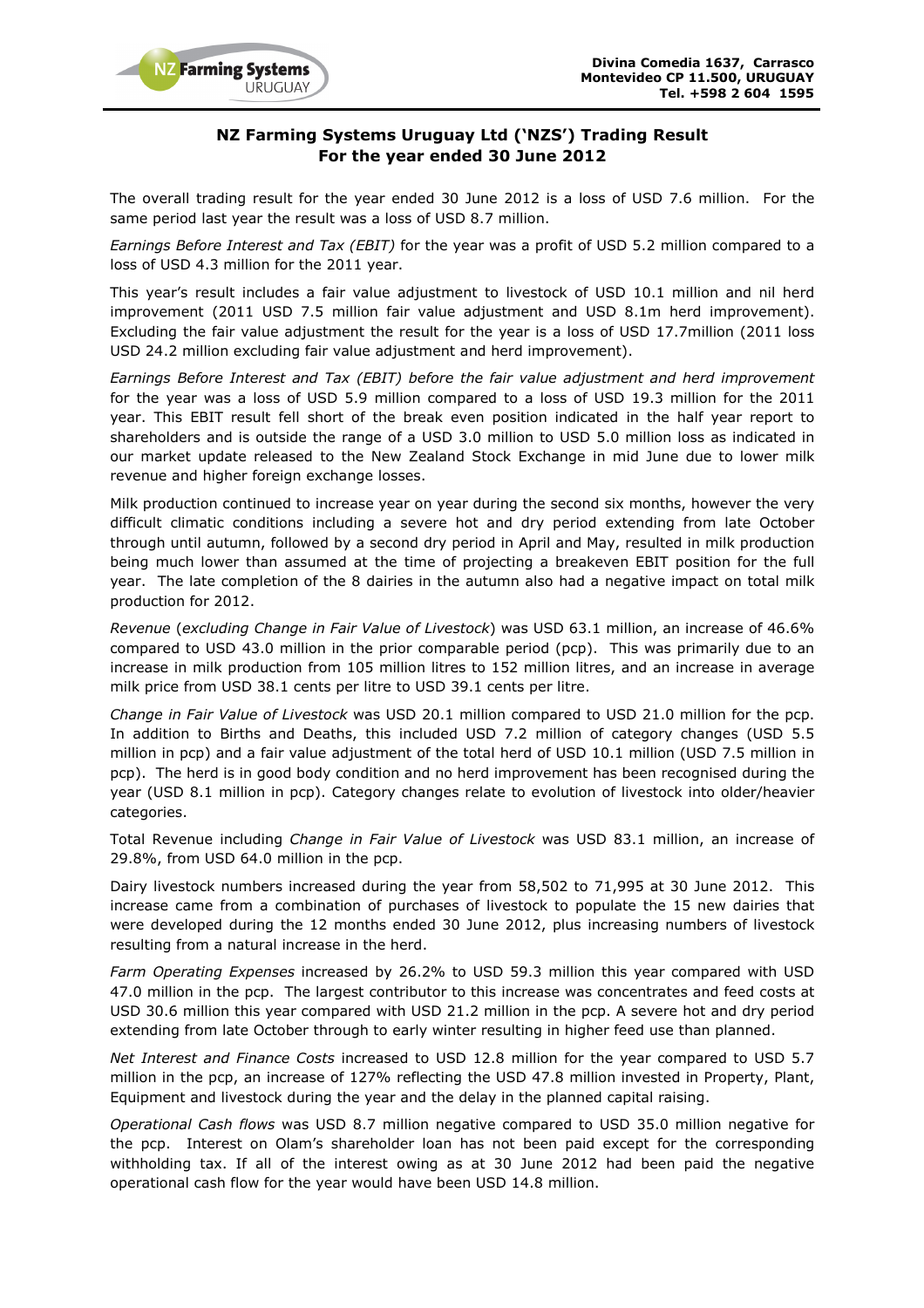Divina Comedia 1637, Carrasco
Montevideo CP 11.500, URUGUAY
Tel. +598 2 604 1595

# NZ Farming Systems Uruguay Ltd ('NZS') Trading Result For the year ended 30 June 2012

The overall trading result for the year ended 30 June 2012 is a loss of USD 7.6 million. For the same period last year the result was a loss of USD 8.7 million.

*Earnings Before Interest and Tax (EBIT)* for the year was a profit of USD 5.2 million compared to a loss of USD 4.3 million for the 2011 year.

This year's result includes a fair value adjustment to livestock of USD 10.1 million and nil herd improvement (2011 USD 7.5 million fair value adjustment and USD 8.1m herd improvement). Excluding the fair value adjustment the result for the year is a loss of USD 17.7million (2011 loss USD 24.2 million excluding fair value adjustment and herd improvement).

*Earnings Before Interest and Tax (EBIT) before the fair value adjustment and herd improvement* for the year was a loss of USD 5.9 million compared to a loss of USD 19.3 million for the 2011 year. This EBIT result fell short of the break even position indicated in the half year report to shareholders and is outside the range of a USD 3.0 million to USD 5.0 million loss as indicated in our market update released to the New Zealand Stock Exchange in mid June due to lower milk revenue and higher foreign exchange losses.

Milk production continued to increase year on year during the second six months, however the very difficult climatic conditions including a severe hot and dry period extending from late October through until autumn, followed by a second dry period in April and May, resulted in milk production being much lower than assumed at the time of projecting a breakeven EBIT position for the full year. The late completion of the 8 dairies in the autumn also had a negative impact on total milk production for 2012.

*Revenue* (*excluding Change in Fair Value of Livestock*) was USD 63.1 million, an increase of 46.6% compared to USD 43.0 million in the prior comparable period (pcp). This was primarily due to an increase in milk production from 105 million litres to 152 million litres, and an increase in average milk price from USD 38.1 cents per litre to USD 39.1 cents per litre.

*Change in Fair Value of Livestock* was USD 20.1 million compared to USD 21.0 million for the pcp. In addition to Births and Deaths, this included USD 7.2 million of category changes (USD 5.5 million in pcp) and a fair value adjustment of the total herd of USD 10.1 million (USD 7.5 million in pcp). The herd is in good body condition and no herd improvement has been recognised during the year (USD 8.1 million in pcp). Category changes relate to evolution of livestock into older/heavier categories.

Total Revenue including *Change in Fair Value of Livestock* was USD 83.1 million, an increase of 29.8%, from USD 64.0 million in the pcp.

Dairy livestock numbers increased during the year from 58,502 to 71,995 at 30 June 2012. This increase came from a combination of purchases of livestock to populate the 15 new dairies that were developed during the 12 months ended 30 June 2012, plus increasing numbers of livestock resulting from a natural increase in the herd.

*Farm Operating Expenses* increased by 26.2% to USD 59.3 million this year compared with USD 47.0 million in the pcp. The largest contributor to this increase was concentrates and feed costs at USD 30.6 million this year compared with USD 21.2 million in the pcp. A severe hot and dry period extending from late October through to early winter resulting in higher feed use than planned.

*Net Interest and Finance Costs* increased to USD 12.8 million for the year compared to USD 5.7 million in the pcp, an increase of 127% reflecting the USD 47.8 million invested in Property, Plant, Equipment and livestock during the year and the delay in the planned capital raising.

*Operational Cash flows* was USD 8.7 million negative compared to USD 35.0 million negative for the pcp. Interest on Olam's shareholder loan has not been paid except for the corresponding withholding tax. If all of the interest owing as at 30 June 2012 had been paid the negative operational cash flow for the year would have been USD 14.8 million.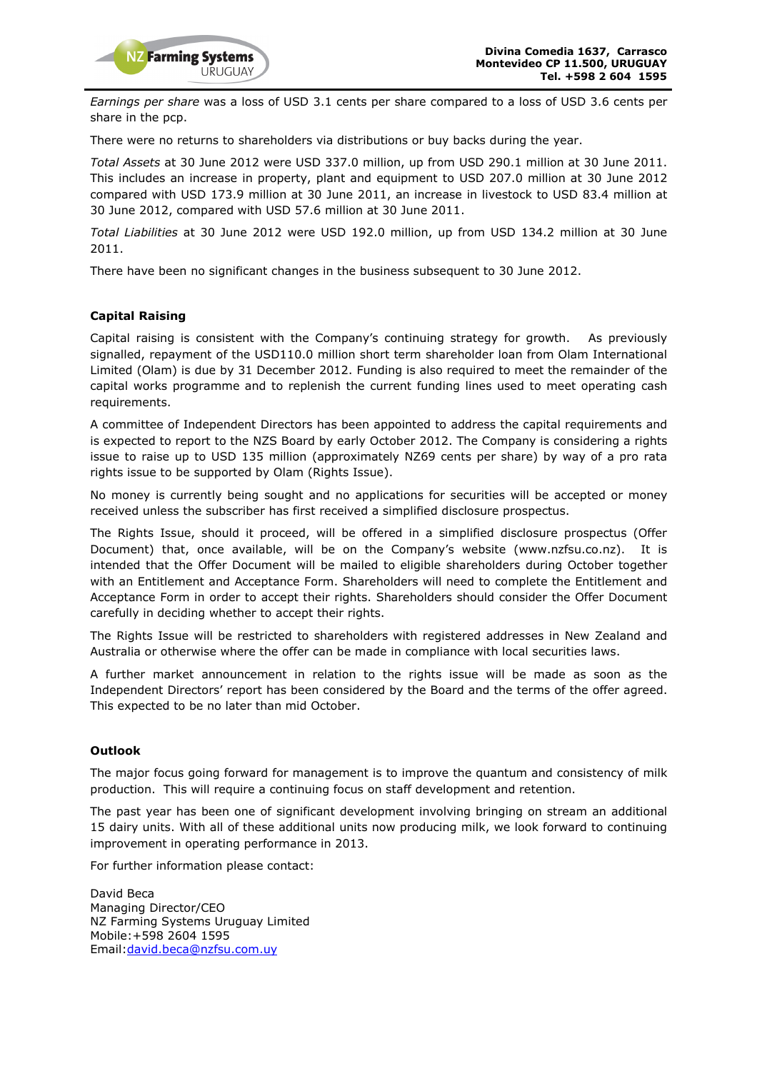*Earnings per share* was a loss of USD 3.1 cents per share compared to a loss of USD 3.6 cents per share in the pcp.

There were no returns to shareholders via distributions or buy backs during the year.

*Total Assets* at 30 June 2012 were USD 337.0 million, up from USD 290.1 million at 30 June 2011. This includes an increase in property, plant and equipment to USD 207.0 million at 30 June 2012 compared with USD 173.9 million at 30 June 2011, an increase in livestock to USD 83.4 million at 30 June 2012, compared with USD 57.6 million at 30 June 2011.

*Total Liabilities* at 30 June 2012 were USD 192.0 million, up from USD 134.2 million at 30 June 2011.

There have been no significant changes in the business subsequent to 30 June 2012.

**Capital Raising**

Capital raising is consistent with the Company's continuing strategy for growth. As previously signalled, repayment of the USD110.0 million short term shareholder loan from Olam International Limited (Olam) is due by 31 December 2012. Funding is also required to meet the remainder of the capital works programme and to replenish the current funding lines used to meet operating cash requirements.

A committee of Independent Directors has been appointed to address the capital requirements and is expected to report to the NZS Board by early October 2012. The Company is considering a rights issue to raise up to USD 135 million (approximately NZ69 cents per share) by way of a pro rata rights issue to be supported by Olam (Rights Issue).

No money is currently being sought and no applications for securities will be accepted or money received unless the subscriber has first received a simplified disclosure prospectus.

The Rights Issue, should it proceed, will be offered in a simplified disclosure prospectus (Offer Document) that, once available, will be on the Company's website (www.nzfsu.co.nz). It is intended that the Offer Document will be mailed to eligible shareholders during October together with an Entitlement and Acceptance Form. Shareholders will need to complete the Entitlement and Acceptance Form in order to accept their rights. Shareholders should consider the Offer Document carefully in deciding whether to accept their rights.

The Rights Issue will be restricted to shareholders with registered addresses in New Zealand and Australia or otherwise where the offer can be made in compliance with local securities laws.

A further market announcement in relation to the rights issue will be made as soon as the Independent Directors' report has been considered by the Board and the terms of the offer agreed. This expected to be no later than mid October.

**Outlook**

The major focus going forward for management is to improve the quantum and consistency of milk production. This will require a continuing focus on staff development and retention.

The past year has been one of significant development involving bringing on stream an additional 15 dairy units. With all of these additional units now producing milk, we look forward to continuing improvement in operating performance in 2013.

For further information please contact:

David Beca  
Managing Director/CEO  
NZ Farming Systems Uruguay Limited  
Mobile:+598 2604 1595  
Email:david.beca@nzfsu.com.uy